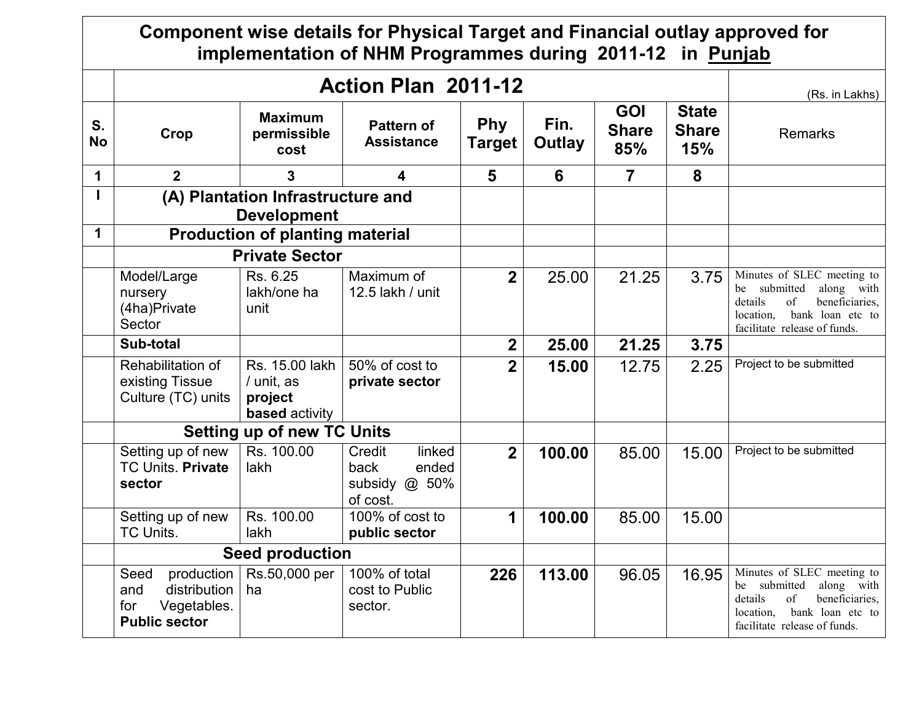# Component wise details for Physical Target and Financial outlay approved for implementation of NHM Programmes during 2011-12 in Punjab

| | Action Plan 2011-12 | | | | | | | (Rs. in Lakhs) |
|---|---|---|---|---|---|---|---|---|
| **S. No** | **Crop** | **Maximum permissible cost** | **Pattern of Assistance** | **Phy Target** | **Fin. Outlay** | **GOI Share 85%** | **State Share 15%** | Remarks |
| **1** | **2** | **3** | **4** | **5** | **6** | **7** | **8** | |
| **I** | **(A) Plantation Infrastructure and Development** | | | | | | | |
| **1** | **Production of planting material** | | | | | | | |
| | **Private Sector** | | | | | | | |
| | Model/Large nursery (4ha)Private Sector | Rs. 6.25 lakh/one ha unit | Maximum of 12.5 lakh / unit | **2** | 25.00 | 21.25 | 3.75 | Minutes of SLEC meeting to be submitted along with details of beneficiaries, location, bank loan etc to facilitate release of funds. |
| | **Sub-total** | | | **2** | **25.00** | **21.25** | **3.75** | |
| | Rehabilitation of existing Tissue Culture (TC) units | Rs. 15.00 lakh / unit, as **project based** activity | 50% of cost to **private sector** | **2** | **15.00** | 12.75 | 2.25 | Project to be submitted |
| | **Setting up of new TC Units** | | | | | | | |
| | Setting up of new TC Units. **Private sector** | Rs. 100.00 lakh | Credit linked back ended subsidy @ 50% of cost. | **2** | **100.00** | 85.00 | 15.00 | Project to be submitted |
| | Setting up of new TC Units. | Rs. 100.00 lakh | 100% of cost to **public sector** | **1** | **100.00** | 85.00 | 15.00 | |
| | **Seed production** | | | | | | | |
| | Seed production and distribution for Vegetables. **Public sector** | Rs.50,000 per ha | 100% of total cost to Public sector. | **226** | **113.00** | 96.05 | 16.95 | Minutes of SLEC meeting to be submitted along with details of beneficiaries, location, bank loan etc to facilitate release of funds. |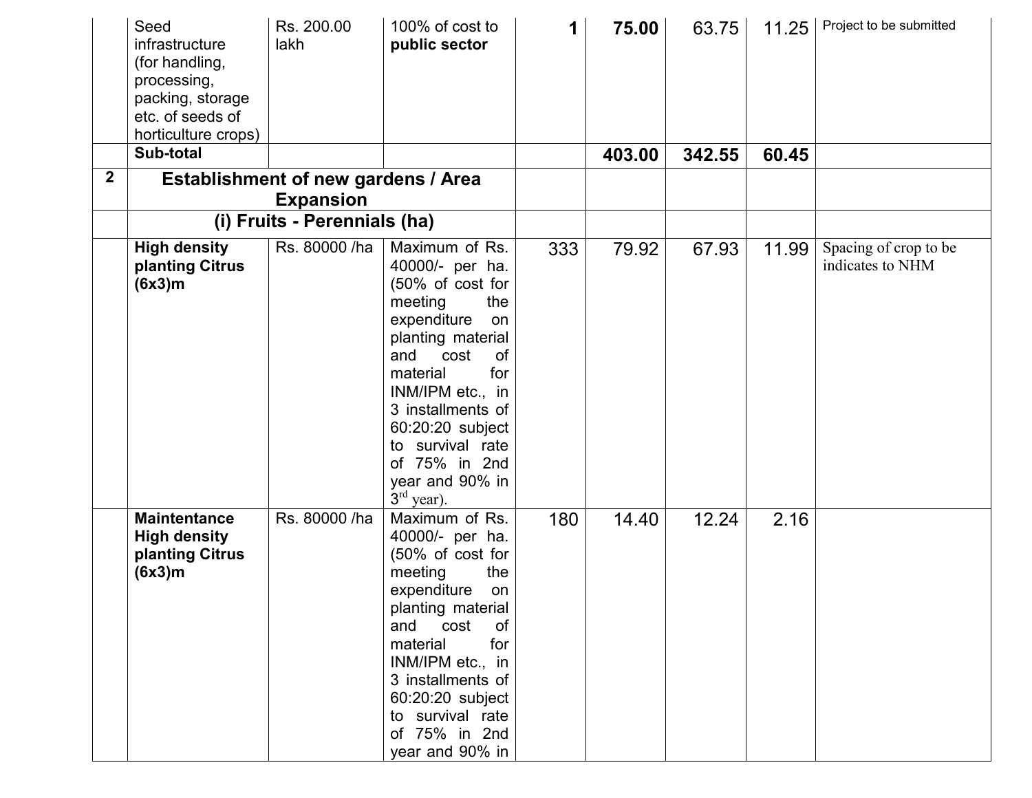|   |   |   |   |   |   |   |   |   |
|---|---|---|---|---|---|---|---|---|
|   | Seed infrastructure (for handling, processing, packing, storage etc. of seeds of horticulture crops) | Rs. 200.00 lakh | 100% of cost to **public sector** | **1** | **75.00** | 63.75 | 11.25 | Project to be submitted |
|   | **Sub-total** |   |   |   | **403.00** | **342.55** | **60.45** |   |
| **2** | **Establishment of new gardens / Area Expansion** |   |   |   |   |   |   |   |
|   | **(i) Fruits - Perennials (ha)** |   |   |   |   |   |   |   |
|   | **High density planting Citrus (6x3)m** | Rs. 80000 /ha | Maximum of Rs. 40000/- per ha. (50% of cost for meeting the expenditure on planting material and cost of material for INM/IPM etc., in 3 installments of 60:20:20 subject to survival rate of 75% in 2nd year and 90% in 3rd year). | 333 | 79.92 | 67.93 | 11.99 | Spacing of crop to be indicates to NHM |
|   | **Maintentance High density planting Citrus (6x3)m** | Rs. 80000 /ha | Maximum of Rs. 40000/- per ha. (50% of cost for meeting the expenditure on planting material and cost of material for INM/IPM etc., in 3 installments of 60:20:20 subject to survival rate of 75% in 2nd year and 90% in | 180 | 14.40 | 12.24 | 2.16 |   |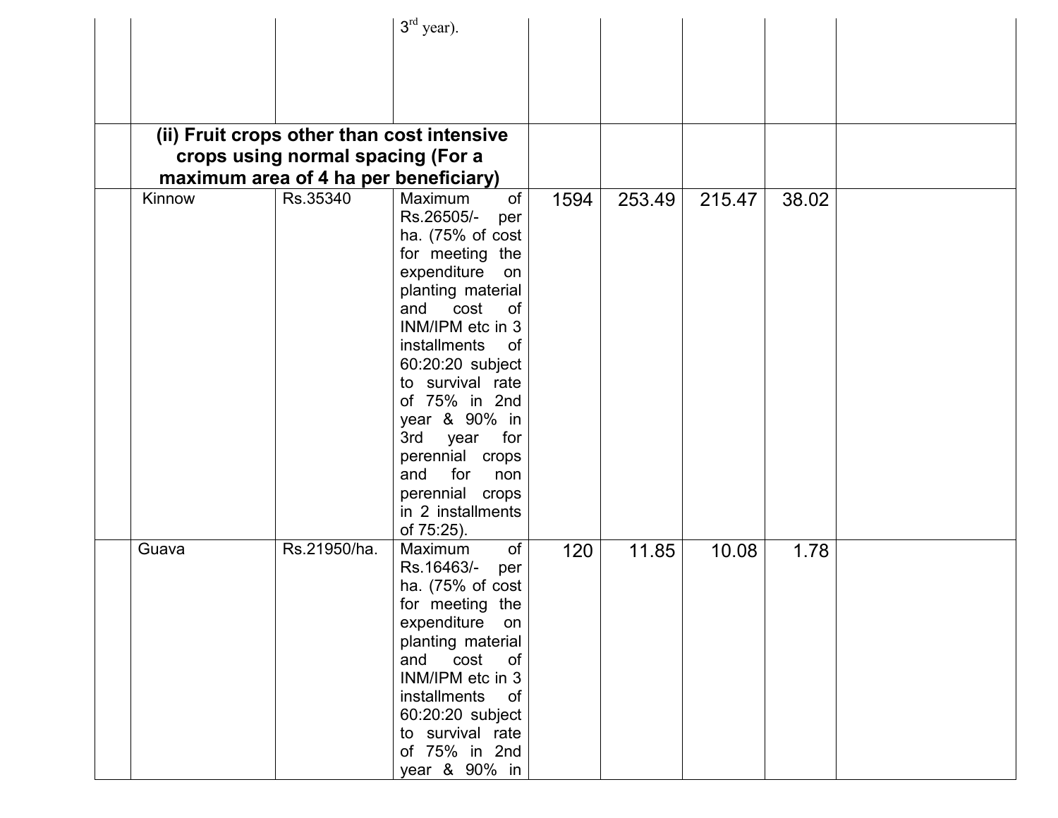| | | | | | | | | |
|---|---|---|---|---|---|---|---|---|
| | | | 3rd year). | | | | | |
| | **(ii) Fruit crops other than cost intensive crops using normal spacing (For a maximum area of 4 ha per beneficiary)** | | | | | | | |
| | Kinnow | Rs.35340 | Maximum of Rs.26505/- per ha. (75% of cost for meeting the expenditure on planting material and cost of INM/IPM etc in 3 installments of 60:20:20 subject to survival rate of 75% in 2nd year & 90% in 3rd year for perennial crops and for non perennial crops in 2 installments of 75:25). | 1594 | 253.49 | 215.47 | 38.02 | |
| | Guava | Rs.21950/ha. | Maximum of Rs.16463/- per ha. (75% of cost for meeting the expenditure on planting material and cost of INM/IPM etc in 3 installments of 60:20:20 subject to survival rate of 75% in 2nd year & 90% in | 120 | 11.85 | 10.08 | 1.78 | |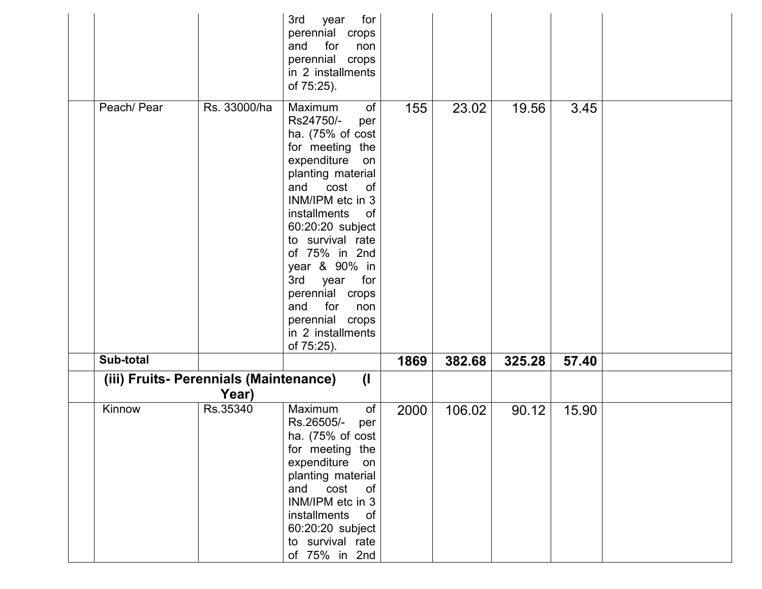| | | | | | | | | |
|---|---|---|---|---|---|---|---|---|
| | | | 3rd year for perennial crops and for non perennial crops in 2 installments of 75:25). | | | | | |
| | Peach/ Pear | Rs. 33000/ha | Maximum of Rs24750/- per ha. (75% of cost for meeting the expenditure on planting material and cost of INM/IPM etc in 3 installments of 60:20:20 subject to survival rate of 75% in 2nd year & 90% in 3rd year for perennial crops and for non perennial crops in 2 installments of 75:25). | 155 | 23.02 | 19.56 | 3.45 | |
| | **Sub-total** | | | **1869** | **382.68** | **325.28** | **57.40** | |
| | **(iii) Fruits- Perennials (Maintenance) (I Year)** | | | | | | | |
| | Kinnow | Rs.35340 | Maximum of Rs.26505/- per ha. (75% of cost for meeting the expenditure on planting material and cost of INM/IPM etc in 3 installments of 60:20:20 subject to survival rate of 75% in 2nd | 2000 | 106.02 | 90.12 | 15.90 | |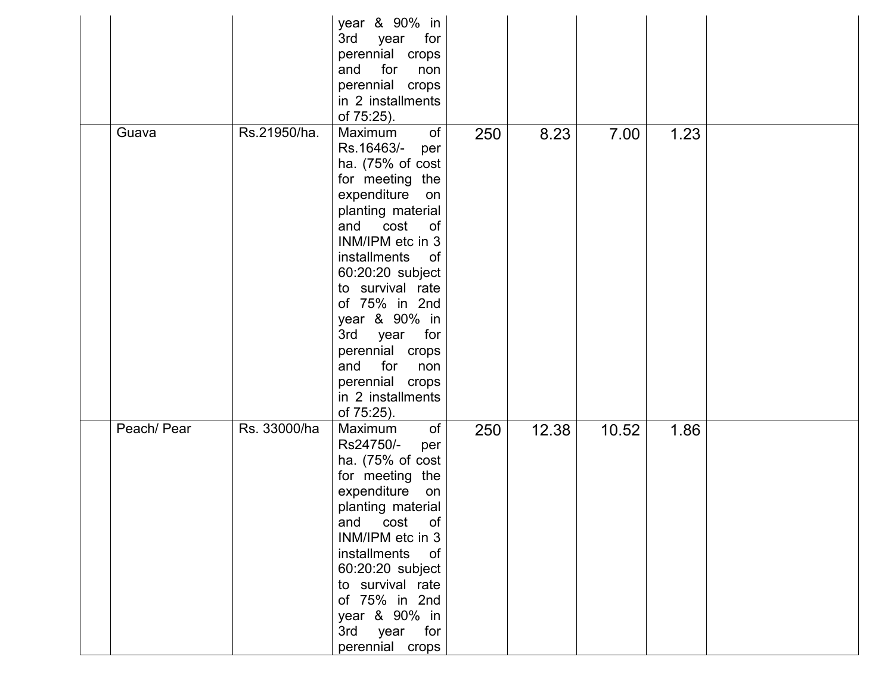| | | | | | | | | |
|---|---|---|---|---|---|---|---|---|
| | | | year & 90% in 3rd year for perennial crops and for non perennial crops in 2 installments of 75:25). | | | | | |
| | Guava | Rs.21950/ha. | Maximum of Rs.16463/- per ha. (75% of cost for meeting the expenditure on planting material and cost of INM/IPM etc in 3 installments of 60:20:20 subject to survival rate of 75% in 2nd year & 90% in 3rd year for perennial crops and for non perennial crops in 2 installments of 75:25). | 250 | 8.23 | 7.00 | 1.23 | |
| | Peach/ Pear | Rs. 33000/ha | Maximum of Rs24750/- per ha. (75% of cost for meeting the expenditure on planting material and cost of INM/IPM etc in 3 installments of 60:20:20 subject to survival rate of 75% in 2nd year & 90% in 3rd year for perennial crops | 250 | 12.38 | 10.52 | 1.86 | |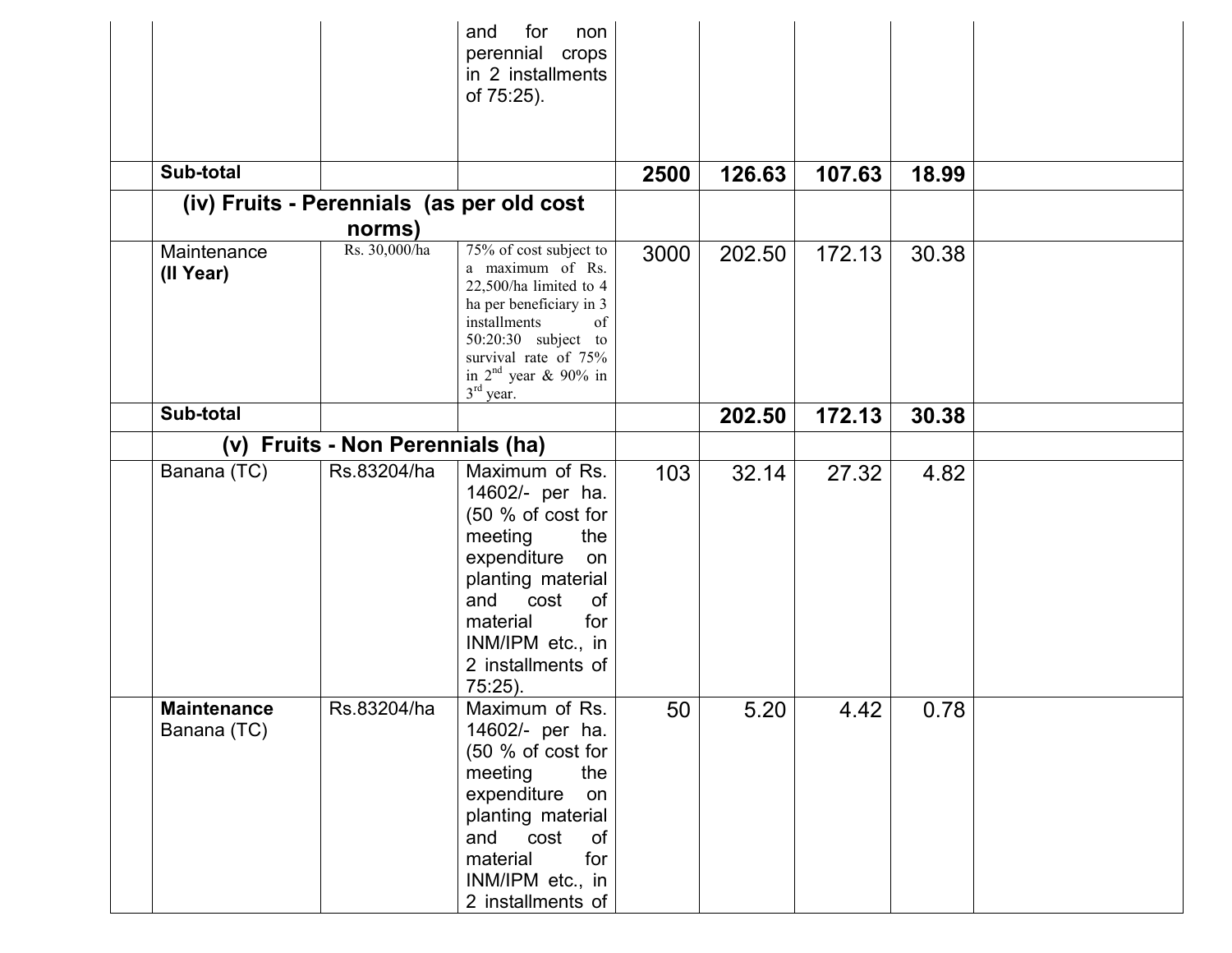|  |  |  |  |  |  |  |  |  |
|---|---|---|---|---|---|---|---|---|
|  |  |  | and for non perennial crops in 2 installments of 75:25). |  |  |  |  |  |
|  | **Sub-total** |  |  | **2500** | **126.63** | **107.63** | **18.99** |  |
|  | **(iv) Fruits - Perennials (as per old cost norms)** |  |  |  |  |  |  |  |
|  | Maintenance **(II Year)** | Rs. 30,000/ha | 75% of cost subject to a maximum of Rs. 22,500/ha limited to 4 ha per beneficiary in 3 installments of 50:20:30 subject to survival rate of 75% in 2nd year & 90% in 3rd year. | 3000 | 202.50 | 172.13 | 30.38 |  |
|  | **Sub-total** |  |  |  | **202.50** | **172.13** | **30.38** |  |
|  | **(v) Fruits - Non Perennials (ha)** |  |  |  |  |  |  |  |
|  | Banana (TC) | Rs.83204/ha | Maximum of Rs. 14602/- per ha. (50 % of cost for meeting the expenditure on planting material and cost of material for INM/IPM etc., in 2 installments of 75:25). | 103 | 32.14 | 27.32 | 4.82 |  |
|  | **Maintenance** Banana (TC) | Rs.83204/ha | Maximum of Rs. 14602/- per ha. (50 % of cost for meeting the expenditure on planting material and cost of material for INM/IPM etc., in 2 installments of | 50 | 5.20 | 4.42 | 0.78 |  |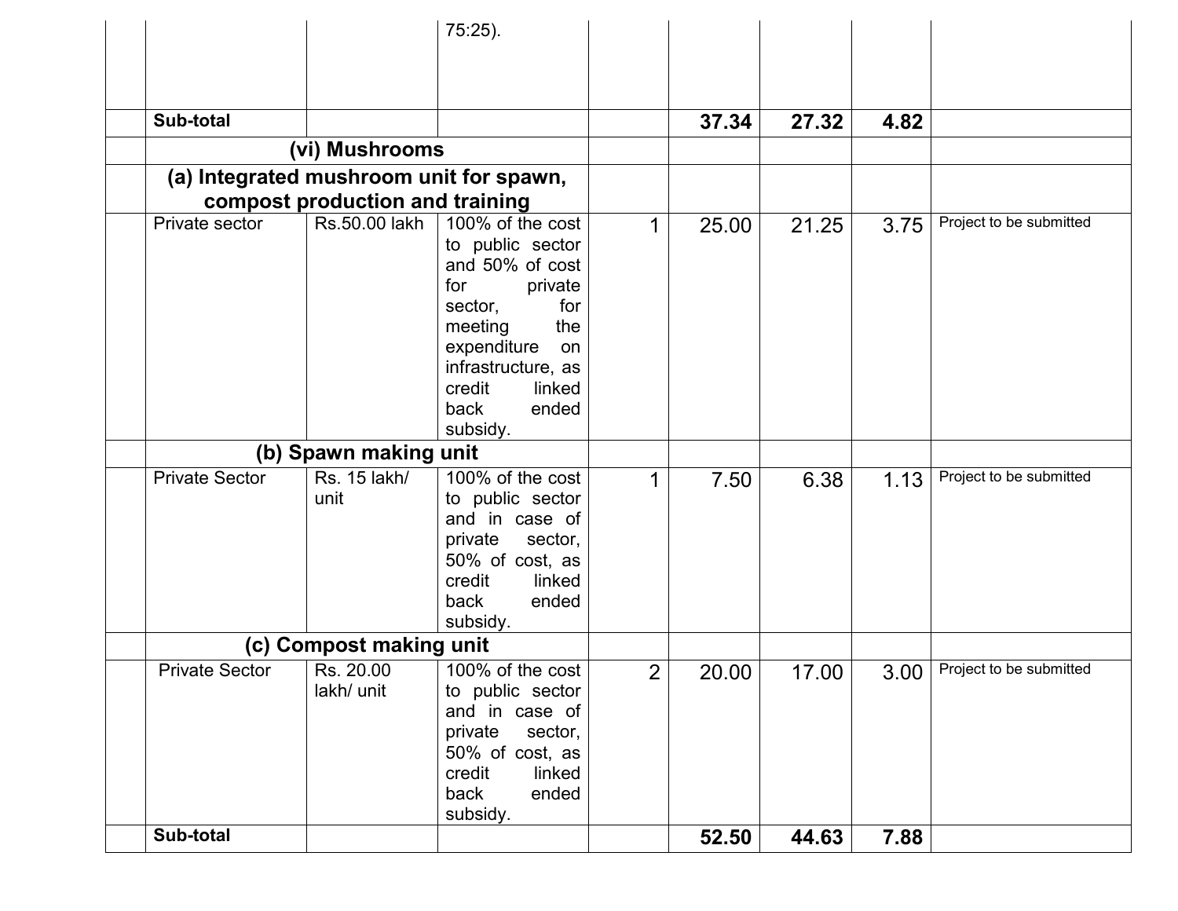| | | | | | | | | |
|---|---|---|---|---|---|---|---|---|
| | | | 75:25). | | | | | |
| | **Sub-total** | | | | **37.34** | **27.32** | **4.82** | |
| | **(vi) Mushrooms** | | | | | | | |
| | **(a) Integrated mushroom unit for spawn, compost production and training** | | | | | | | |
| | Private sector | Rs.50.00 lakh | 100% of the cost to public sector and 50% of cost for private sector, for meeting the expenditure on infrastructure, as credit linked back ended subsidy. | 1 | 25.00 | 21.25 | 3.75 | Project to be submitted |
| | **(b) Spawn making unit** | | | | | | | |
| | Private Sector | Rs. 15 lakh/ unit | 100% of the cost to public sector and in case of private sector, 50% of cost, as credit linked back ended subsidy. | 1 | 7.50 | 6.38 | 1.13 | Project to be submitted |
| | **(c) Compost making unit** | | | | | | | |
| | Private Sector | Rs. 20.00 lakh/ unit | 100% of the cost to public sector and in case of private sector, 50% of cost, as credit linked back ended subsidy. | 2 | 20.00 | 17.00 | 3.00 | Project to be submitted |
| | **Sub-total** | | | | **52.50** | **44.63** | **7.88** | |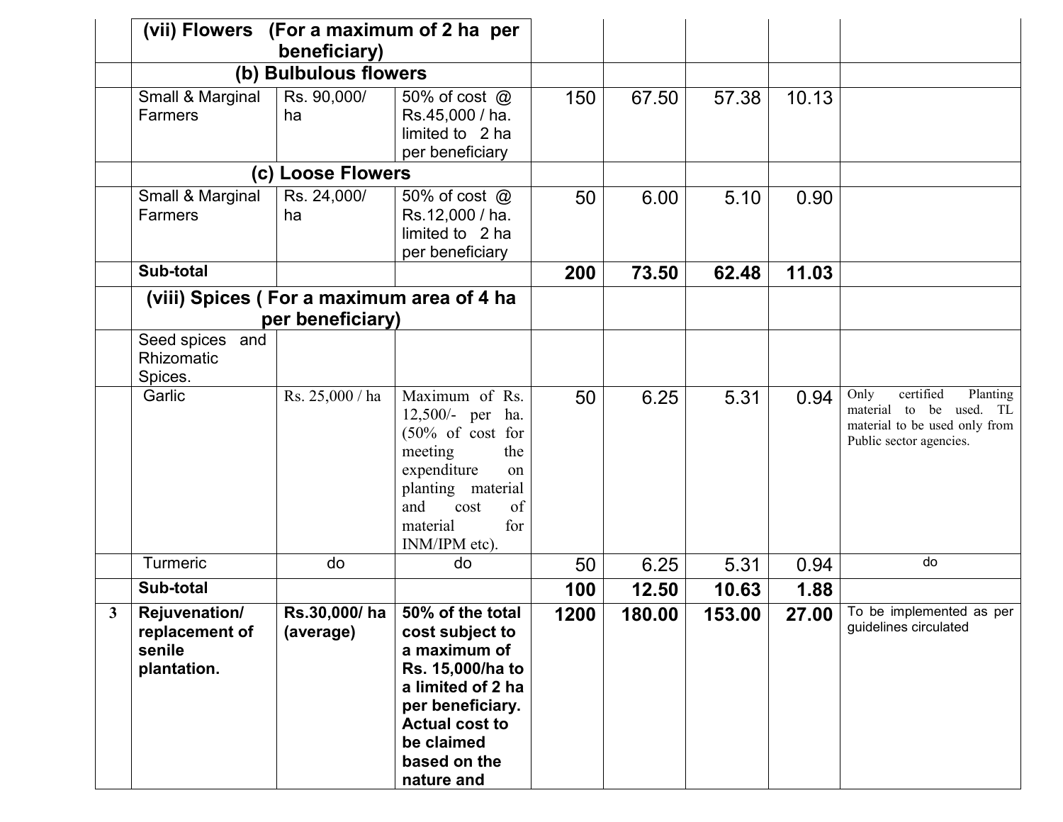| | | | | | | | | |
|---|---|---|---|---|---|---|---|---|
| | (vii) Flowers (For a maximum of 2 ha per beneficiary) | | | | | | | |
| | (b) Bulbulous flowers | | | | | | | |
| | Small & Marginal Farmers | Rs. 90,000/ ha | 50% of cost @ Rs.45,000 / ha. limited to 2 ha per beneficiary | 150 | 67.50 | 57.38 | 10.13 | |
| | (c) Loose Flowers | | | | | | | |
| | Small & Marginal Farmers | Rs. 24,000/ ha | 50% of cost @ Rs.12,000 / ha. limited to 2 ha per beneficiary | 50 | 6.00 | 5.10 | 0.90 | |
| | **Sub-total** | | | **200** | **73.50** | **62.48** | **11.03** | |
| | (viii) Spices ( For a maximum area of 4 ha per beneficiary) | | | | | | | |
| | Seed spices and Rhizomatic Spices. | | | | | | | |
| | Garlic | Rs. 25,000 / ha | Maximum of Rs. 12,500/- per ha. (50% of cost for meeting the expenditure on planting material and cost of material for INM/IPM etc). | 50 | 6.25 | 5.31 | 0.94 | Only certified Planting material to be used. TL material to be used only from Public sector agencies. |
| | Turmeric | do | do | 50 | 6.25 | 5.31 | 0.94 | do |
| | **Sub-total** | | | **100** | **12.50** | **10.63** | **1.88** | |
| **3** | **Rejuvenation/ replacement of senile plantation.** | **Rs.30,000/ ha (average)** | **50% of the total cost subject to a maximum of Rs. 15,000/ha to a limited of 2 ha per beneficiary. Actual cost to be claimed based on the nature and** | **1200** | **180.00** | **153.00** | **27.00** | To be implemented as per guidelines circulated |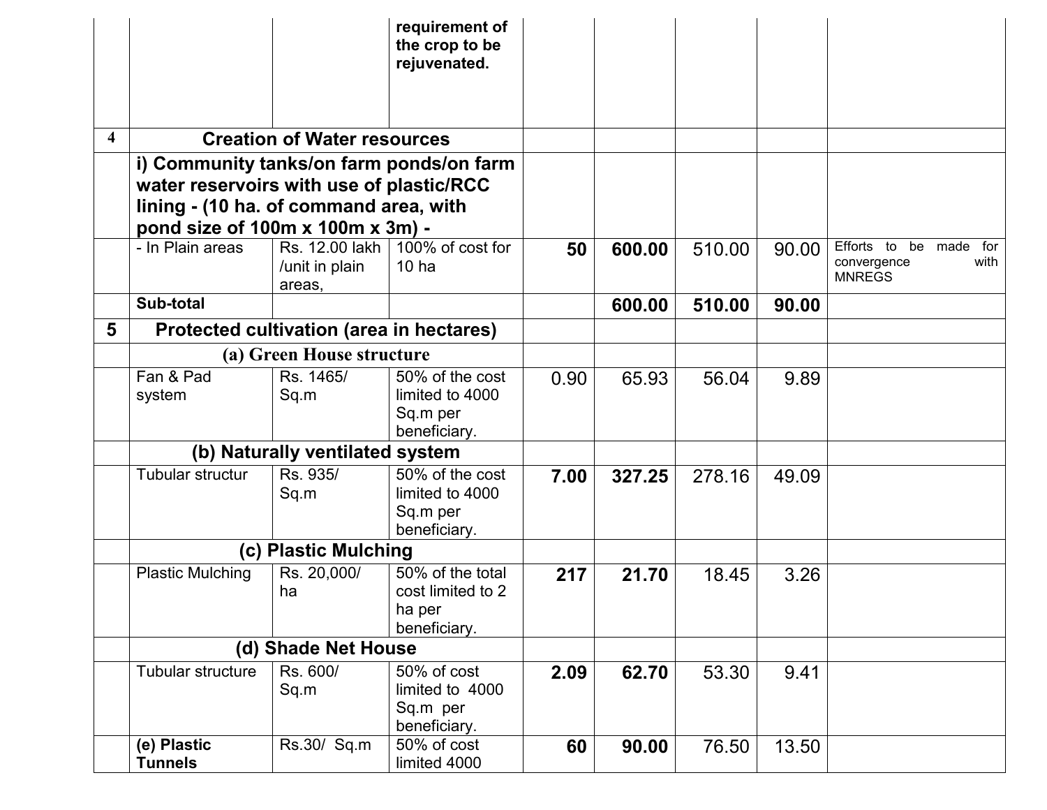| | | | requirement of the crop to be rejuvenated. | | | | | |
|---|---|---|---|---|---|---|---|---|
| 4 | **Creation of Water resources** | | | | | | | |
| | **i) Community tanks/on farm ponds/on farm water reservoirs with use of plastic/RCC lining - (10 ha. of command area, with pond size of 100m x 100m x 3m) -** | | | | | | | |
| | - In Plain areas | Rs. 12.00 lakh /unit in plain areas, | 100% of cost for 10 ha | **50** | **600.00** | 510.00 | 90.00 | Efforts to be made for convergence with MNREGS |
| | **Sub-total** | | | | **600.00** | **510.00** | **90.00** | |
| **5** | **Protected cultivation (area in hectares)** | | | | | | | |
| | **(a) Green House structure** | | | | | | | |
| | Fan & Pad system | Rs. 1465/ Sq.m | 50% of the cost limited to 4000 Sq.m per beneficiary. | 0.90 | 65.93 | 56.04 | 9.89 | |
| | **(b) Naturally ventilated system** | | | | | | | |
| | Tubular structur | Rs. 935/ Sq.m | 50% of the cost limited to 4000 Sq.m per beneficiary. | **7.00** | **327.25** | 278.16 | 49.09 | |
| | **(c) Plastic Mulching** | | | | | | | |
| | Plastic Mulching | Rs. 20,000/ ha | 50% of the total cost limited to 2 ha per beneficiary. | **217** | **21.70** | 18.45 | 3.26 | |
| | **(d) Shade Net House** | | | | | | | |
| | Tubular structure | Rs. 600/ Sq.m | 50% of cost limited to 4000 Sq.m per beneficiary. | **2.09** | **62.70** | 53.30 | 9.41 | |
| | **(e) Plastic Tunnels** | Rs.30/ Sq.m | 50% of cost limited 4000 | **60** | **90.00** | 76.50 | 13.50 | |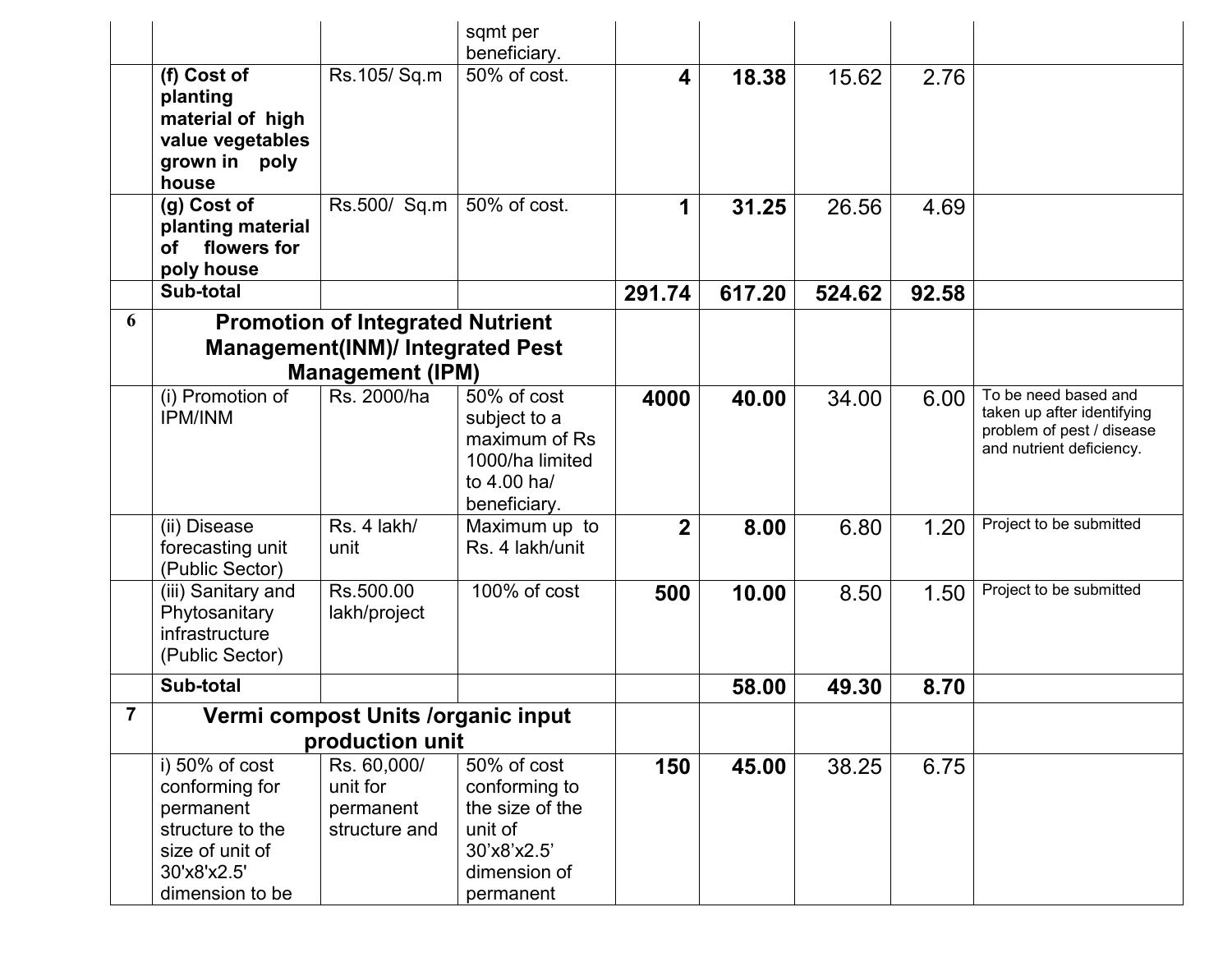| | | | | | | | | |
|---|---|---|---|---|---|---|---|---|
| | | | sqmt per beneficiary. | | | | | |
| | **(f) Cost of planting material of high value vegetables grown in poly house** | Rs.105/ Sq.m | 50% of cost. | **4** | **18.38** | 15.62 | 2.76 | |
| | **(g) Cost of planting material of flowers for poly house** | Rs.500/ Sq.m | 50% of cost. | **1** | **31.25** | 26.56 | 4.69 | |
| | **Sub-total** | | | **291.74** | **617.20** | **524.62** | **92.58** | |
| **6** | **Promotion of Integrated Nutrient Management(INM)/ Integrated Pest Management (IPM)** | | | | | | | |
| | (i) Promotion of IPM/INM | Rs. 2000/ha | 50% of cost subject to a maximum of Rs 1000/ha limited to 4.00 ha/ beneficiary. | **4000** | **40.00** | 34.00 | 6.00 | To be need based and taken up after identifying problem of pest / disease and nutrient deficiency. |
| | (ii) Disease forecasting unit (Public Sector) | Rs. 4 lakh/ unit | Maximum up to Rs. 4 lakh/unit | **2** | **8.00** | 6.80 | 1.20 | Project to be submitted |
| | (iii) Sanitary and Phytosanitary infrastructure (Public Sector) | Rs.500.00 lakh/project | 100% of cost | **500** | **10.00** | 8.50 | 1.50 | Project to be submitted |
| | **Sub-total** | | | | **58.00** | **49.30** | **8.70** | |
| **7** | **Vermi compost Units /organic input production unit** | | | | | | | |
| | i) 50% of cost conforming for permanent structure to the size of unit of 30'x8'x2.5' dimension to be | Rs. 60,000/ unit for permanent structure and | 50% of cost conforming to the size of the unit of 30'x8'x2.5' dimension of permanent | **150** | **45.00** | 38.25 | 6.75 | |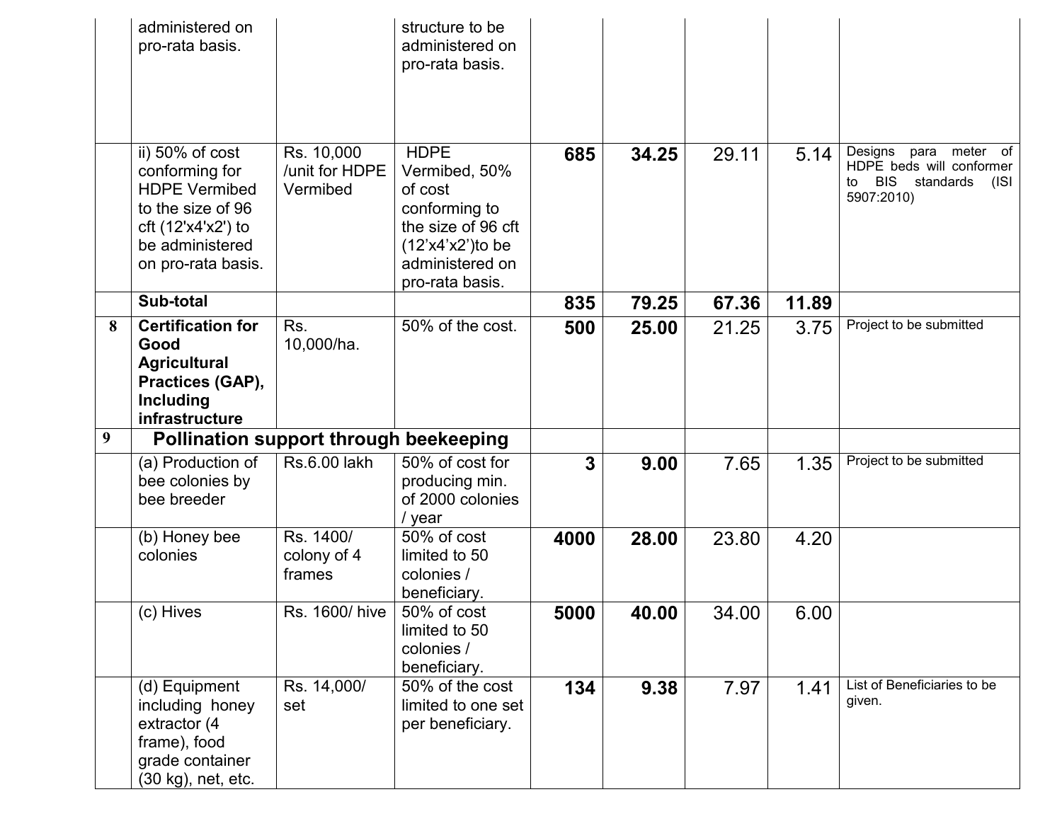| | | | | | | | | |
|---|---|---|---|---|---|---|---|---|
| | administered on pro-rata basis. | | structure to be administered on pro-rata basis. | | | | | |
| | ii) 50% of cost conforming for HDPE Vermibed to the size of 96 cft (12'x4'x2') to be administered on pro-rata basis. | Rs. 10,000 /unit for HDPE Vermibed | HDPE Vermibed, 50% of cost conforming to the size of 96 cft (12'x4'x2')to be administered on pro-rata basis. | **685** | **34.25** | 29.11 | 5.14 | Designs para meter of HDPE beds will conformer to BIS standards (ISI 5907:2010) |
| | **Sub-total** | | | **835** | **79.25** | **67.36** | **11.89** | |
| **8** | **Certification for Good Agricultural Practices (GAP), Including infrastructure** | Rs. 10,000/ha. | 50% of the cost. | **500** | **25.00** | 21.25 | 3.75 | Project to be submitted |
| **9** | **Pollination support through beekeeping** | | | | | | | |
| | (a) Production of bee colonies by bee breeder | Rs.6.00 lakh | 50% of cost for producing min. of 2000 colonies / year | **3** | **9.00** | 7.65 | 1.35 | Project to be submitted |
| | (b) Honey bee colonies | Rs. 1400/ colony of 4 frames | 50% of cost limited to 50 colonies / beneficiary. | **4000** | **28.00** | 23.80 | 4.20 | |
| | (c) Hives | Rs. 1600/ hive | 50% of cost limited to 50 colonies / beneficiary. | **5000** | **40.00** | 34.00 | 6.00 | |
| | (d) Equipment including honey extractor (4 frame), food grade container (30 kg), net, etc. | Rs. 14,000/ set | 50% of the cost limited to one set per beneficiary. | **134** | **9.38** | 7.97 | 1.41 | List of Beneficiaries to be given. |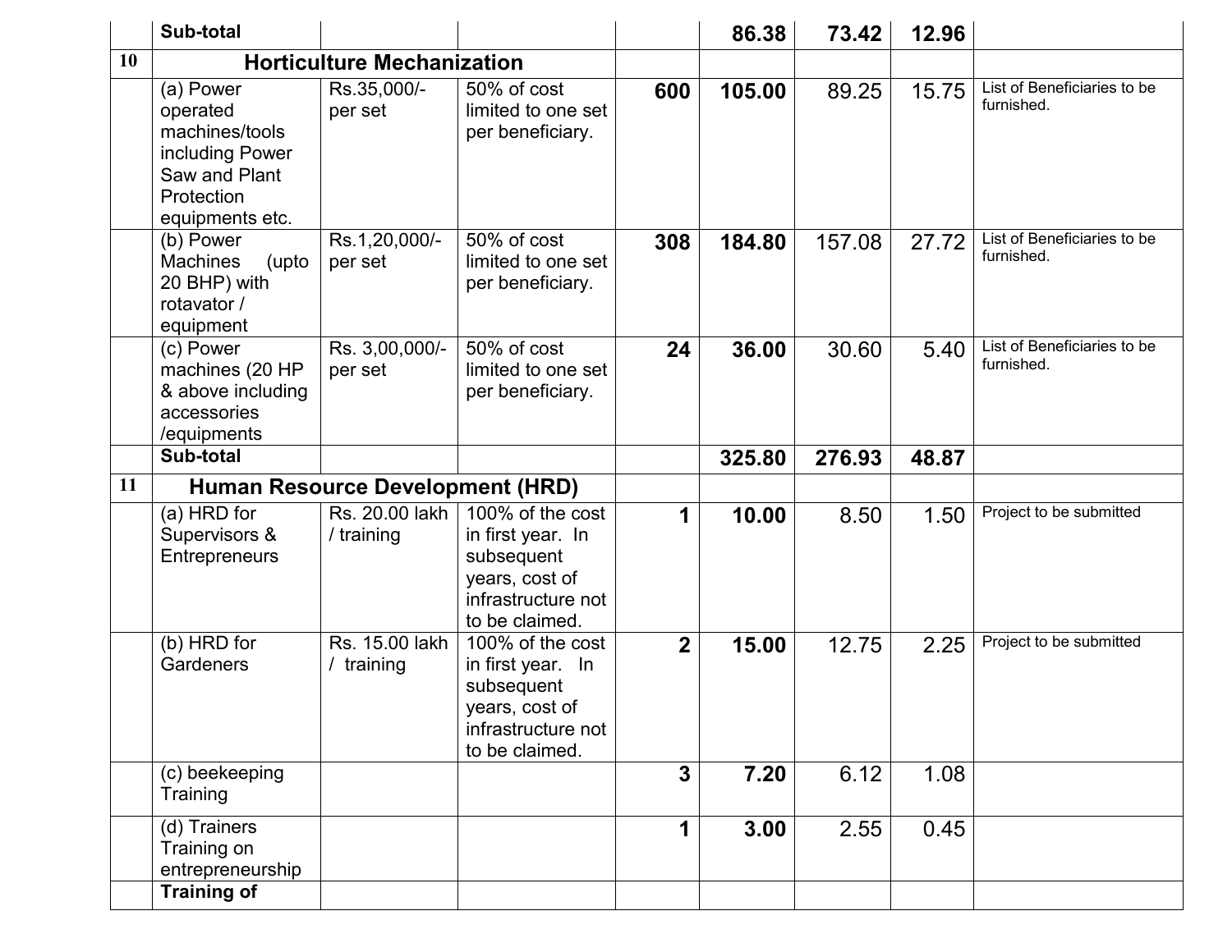| | | | | | | | | |
|---|---|---|---|---|---|---|---|---|
| | **Sub-total** | | | | **86.38** | **73.42** | **12.96** | |
| 10 | **Horticulture Mechanization** | | | | | | | |
| | (a) Power operated machines/tools including Power Saw and Plant Protection equipments etc. | Rs.35,000/- per set | 50% of cost limited to one set per beneficiary. | **600** | **105.00** | 89.25 | 15.75 | List of Beneficiaries to be furnished. |
| | (b) Power Machines (upto 20 BHP) with rotavator / equipment | Rs.1,20,000/- per set | 50% of cost limited to one set per beneficiary. | **308** | **184.80** | 157.08 | 27.72 | List of Beneficiaries to be furnished. |
| | (c) Power machines (20 HP & above including accessories /equipments | Rs. 3,00,000/- per set | 50% of cost limited to one set per beneficiary. | **24** | **36.00** | 30.60 | 5.40 | List of Beneficiaries to be furnished. |
| | **Sub-total** | | | | **325.80** | **276.93** | **48.87** | |
| 11 | **Human Resource Development (HRD)** | | | | | | | |
| | (a) HRD for Supervisors & Entrepreneurs | Rs. 20.00 lakh / training | 100% of the cost in first year. In subsequent years, cost of infrastructure not to be claimed. | **1** | **10.00** | 8.50 | 1.50 | Project to be submitted |
| | (b) HRD for Gardeners | Rs. 15.00 lakh / training | 100% of the cost in first year. In subsequent years, cost of infrastructure not to be claimed. | **2** | **15.00** | 12.75 | 2.25 | Project to be submitted |
| | (c) beekeeping Training | | | **3** | **7.20** | 6.12 | 1.08 | |
| | (d) Trainers Training on entrepreneurship | | | **1** | **3.00** | 2.55 | 0.45 | |
| | **Training of** | | | | | | | |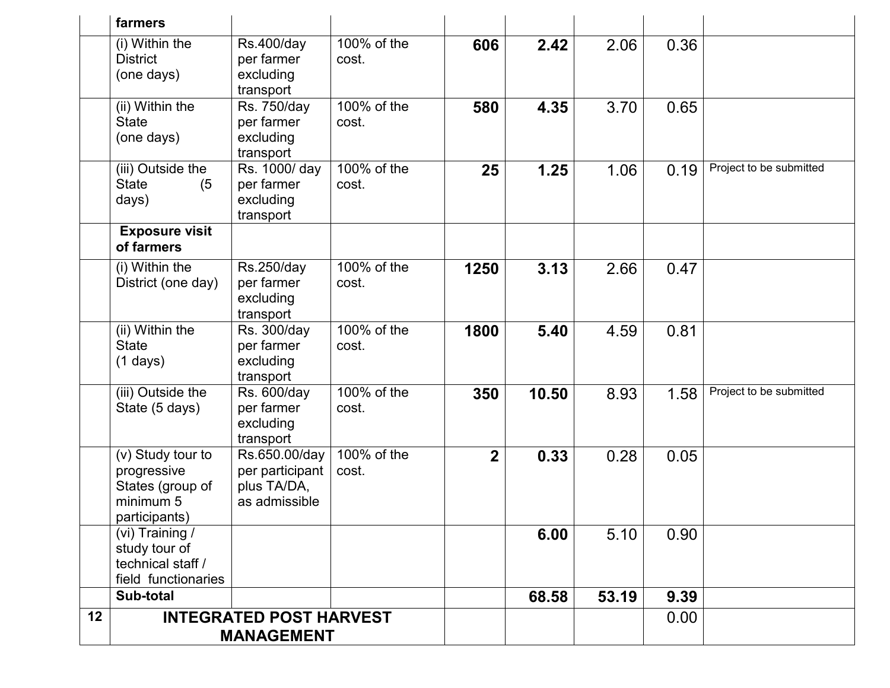| | | | | | | | | |
|---|---|---|---|---|---|---|---|---|
| | **farmers** | | | | | | | |
| | (i) Within the District (one days) | Rs.400/day per farmer excluding transport | 100% of the cost. | **606** | **2.42** | 2.06 | 0.36 | |
| | (ii) Within the State (one days) | Rs. 750/day per farmer excluding transport | 100% of the cost. | **580** | **4.35** | 3.70 | 0.65 | |
| | (iii) Outside the State (5 days) | Rs. 1000/ day per farmer excluding transport | 100% of the cost. | **25** | **1.25** | 1.06 | 0.19 | Project to be submitted |
| | **Exposure visit of farmers** | | | | | | | |
| | (i) Within the District (one day) | Rs.250/day per farmer excluding transport | 100% of the cost. | **1250** | **3.13** | 2.66 | 0.47 | |
| | (ii) Within the State (1 days) | Rs. 300/day per farmer excluding transport | 100% of the cost. | **1800** | **5.40** | 4.59 | 0.81 | |
| | (iii) Outside the State (5 days) | Rs. 600/day per farmer excluding transport | 100% of the cost. | **350** | **10.50** | 8.93 | 1.58 | Project to be submitted |
| | (v) Study tour to progressive States (group of minimum 5 participants) | Rs.650.00/day per participant plus TA/DA, as admissible | 100% of the cost. | **2** | **0.33** | 0.28 | 0.05 | |
| | (vi) Training / study tour of technical staff / field functionaries | | | | **6.00** | 5.10 | 0.90 | |
| | **Sub-total** | | | | **68.58** | **53.19** | **9.39** | |
| **12** | **INTEGRATED POST HARVEST MANAGEMENT** | | | | | | 0.00 | |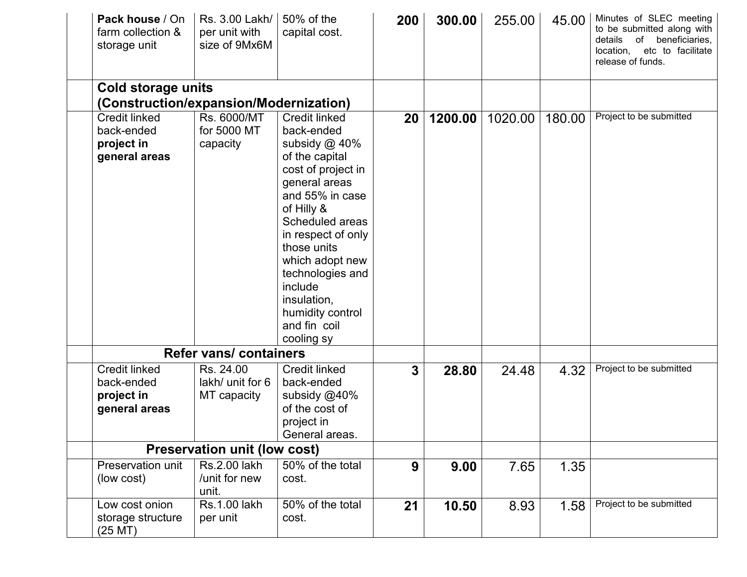| | | | | | | | | |
|---|---|---|---|---|---|---|---|---|
| | **Pack house** / On farm collection & storage unit | Rs. 3.00 Lakh/ per unit with size of 9Mx6M | 50% of the capital cost. | **200** | **300.00** | 255.00 | 45.00 | Minutes of SLEC meeting to be submitted along with details of beneficiaries, location, etc to facilitate release of funds. |
| | **Cold storage units (Construction/expansion/Modernization)** | | | | | | | |
| | Credit linked back-ended **project in general areas** | Rs. 6000/MT for 5000 MT capacity | Credit linked back-ended subsidy @ 40% of the capital cost of project in general areas and 55% in case of Hilly & Scheduled areas in respect of only those units which adopt new technologies and include insulation, humidity control and fin coil cooling sy | **20** | **1200.00** | 1020.00 | 180.00 | Project to be submitted |
| | **Refer vans/ containers** | | | | | | | |
| | Credit linked back-ended **project in general areas** | Rs. 24.00 lakh/ unit for 6 MT capacity | Credit linked back-ended subsidy @40% of the cost of project in General areas. | **3** | **28.80** | 24.48 | 4.32 | Project to be submitted |
| | **Preservation unit (low cost)** | | | | | | | |
| | Preservation unit (low cost) | Rs.2.00 lakh /unit for new unit. | 50% of the total cost. | **9** | **9.00** | 7.65 | 1.35 | |
| | Low cost onion storage structure (25 MT) | Rs.1.00 lakh per unit | 50% of the total cost. | **21** | **10.50** | 8.93 | 1.58 | Project to be submitted |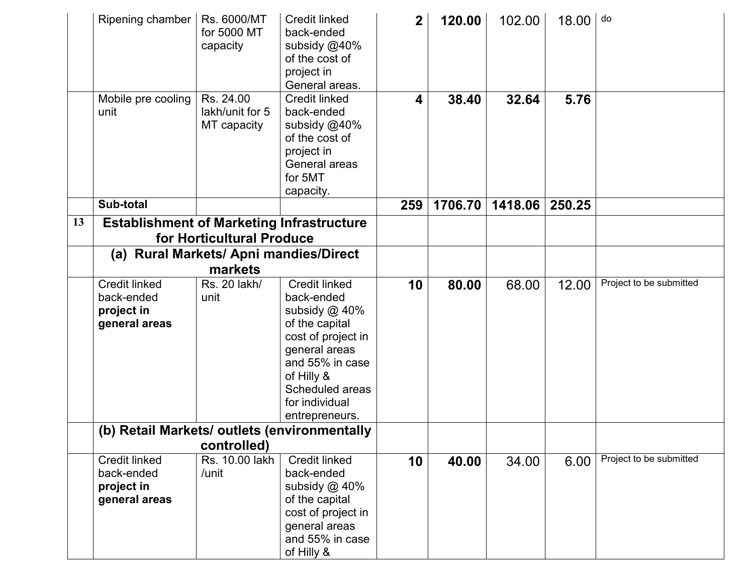|  |  |  |  |  |  |  |  |  |
|---|---|---|---|---|---|---|---|---|
|  | Ripening chamber | Rs. 6000/MT for 5000 MT capacity | Credit linked back-ended subsidy @40% of the cost of project in General areas. | **2** | **120.00** | 102.00 | 18.00 | do |
|  | Mobile pre cooling unit | Rs. 24.00 lakh/unit for 5 MT capacity | Credit linked back-ended subsidy @40% of the cost of project in General areas for 5MT capacity. | **4** | **38.40** | **32.64** | **5.76** |  |
|  | **Sub-total** |  |  | **259** | **1706.70** | **1418.06** | **250.25** |  |
| **13** | **Establishment of Marketing Infrastructure for Horticultural Produce** | | |  |  |  |  |  |
|  | **(a) Rural Markets/ Apni mandies/Direct markets** | | |  |  |  |  |  |
|  | Credit linked back-ended **project in general areas** | Rs. 20 lakh/ unit | Credit linked back-ended subsidy @ 40% of the capital cost of project in general areas and 55% in case of Hilly & Scheduled areas for individual entrepreneurs. | **10** | **80.00** | 68.00 | 12.00 | Project to be submitted |
|  | **(b) Retail Markets/ outlets (environmentally controlled)** | | |  |  |  |  |  |
|  | Credit linked back-ended **project in general areas** | Rs. 10.00 lakh /unit | Credit linked back-ended subsidy @ 40% of the capital cost of project in general areas and 55% in case of Hilly & | **10** | **40.00** | 34.00 | 6.00 | Project to be submitted |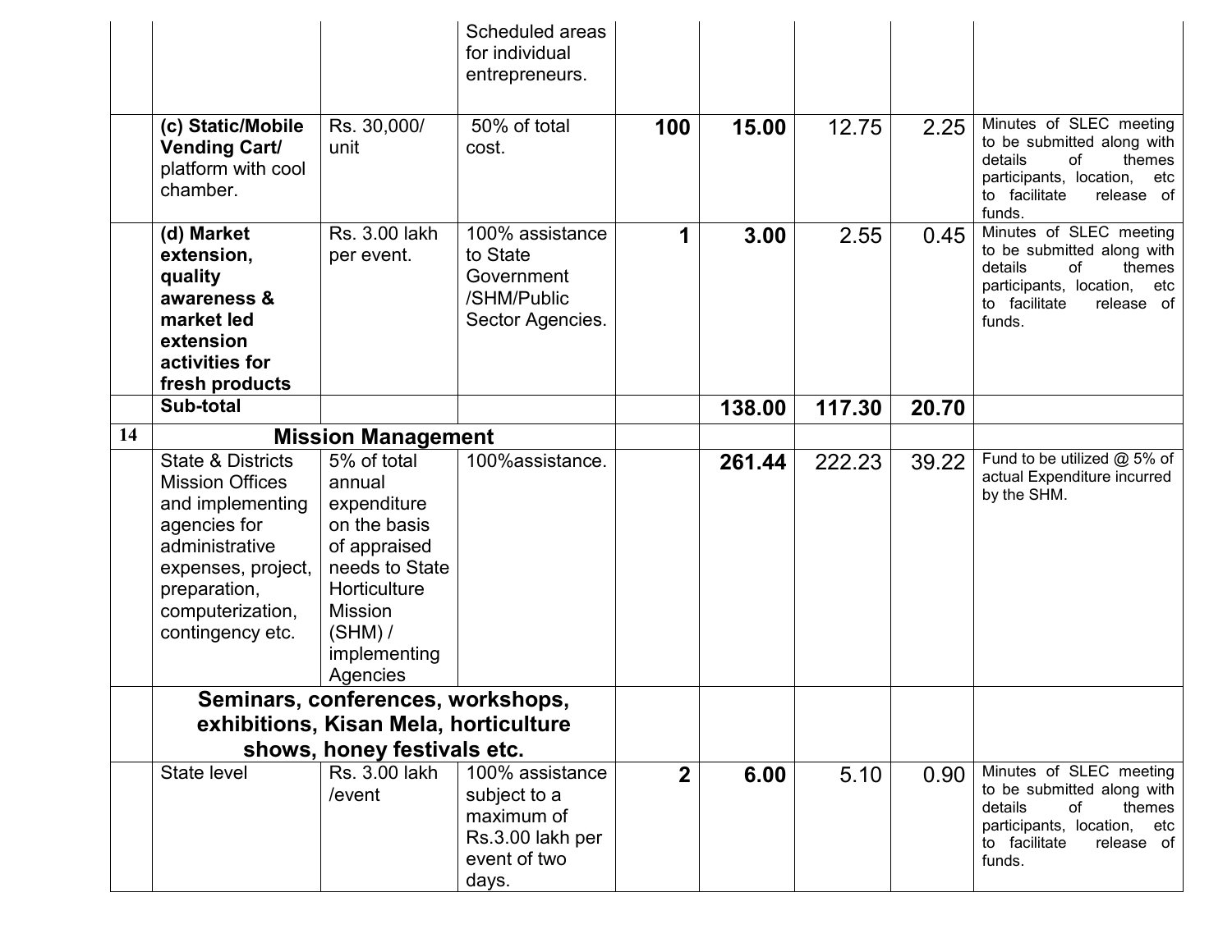| | | | | | | | | |
|---|---|---|---|---|---|---|---|---|
| | | | Scheduled areas for individual entrepreneurs. | | | | | |
| | **(c) Static/Mobile Vending Cart/** platform with cool chamber. | Rs. 30,000/ unit | 50% of total cost. | **100** | **15.00** | 12.75 | 2.25 | Minutes of SLEC meeting to be submitted along with details of themes participants, location, etc to facilitate release of funds. |
| | **(d) Market extension, quality awareness & market led extension activities for fresh products** | Rs. 3.00 lakh per event. | 100% assistance to State Government /SHM/Public Sector Agencies. | **1** | **3.00** | 2.55 | 0.45 | Minutes of SLEC meeting to be submitted along with details of themes participants, location, etc to facilitate release of funds. |
| | **Sub-total** | | | | **138.00** | **117.30** | **20.70** | |
| **14** | **Mission Management** | | | | | | | |
| | State & Districts Mission Offices and implementing agencies for administrative expenses, project, preparation, computerization, contingency etc. | 5% of total annual expenditure on the basis of appraised needs to State Horticulture Mission (SHM) / implementing Agencies | 100%assistance. | | **261.44** | 222.23 | 39.22 | Fund to be utilized @ 5% of actual Expenditure incurred by the SHM. |
| | **Seminars, conferences, workshops, exhibitions, Kisan Mela, horticulture shows, honey festivals etc.** | | | | | | | |
| | State level | Rs. 3.00 lakh /event | 100% assistance subject to a maximum of Rs.3.00 lakh per event of two days. | **2** | **6.00** | 5.10 | 0.90 | Minutes of SLEC meeting to be submitted along with details of themes participants, location, etc to facilitate release of funds. |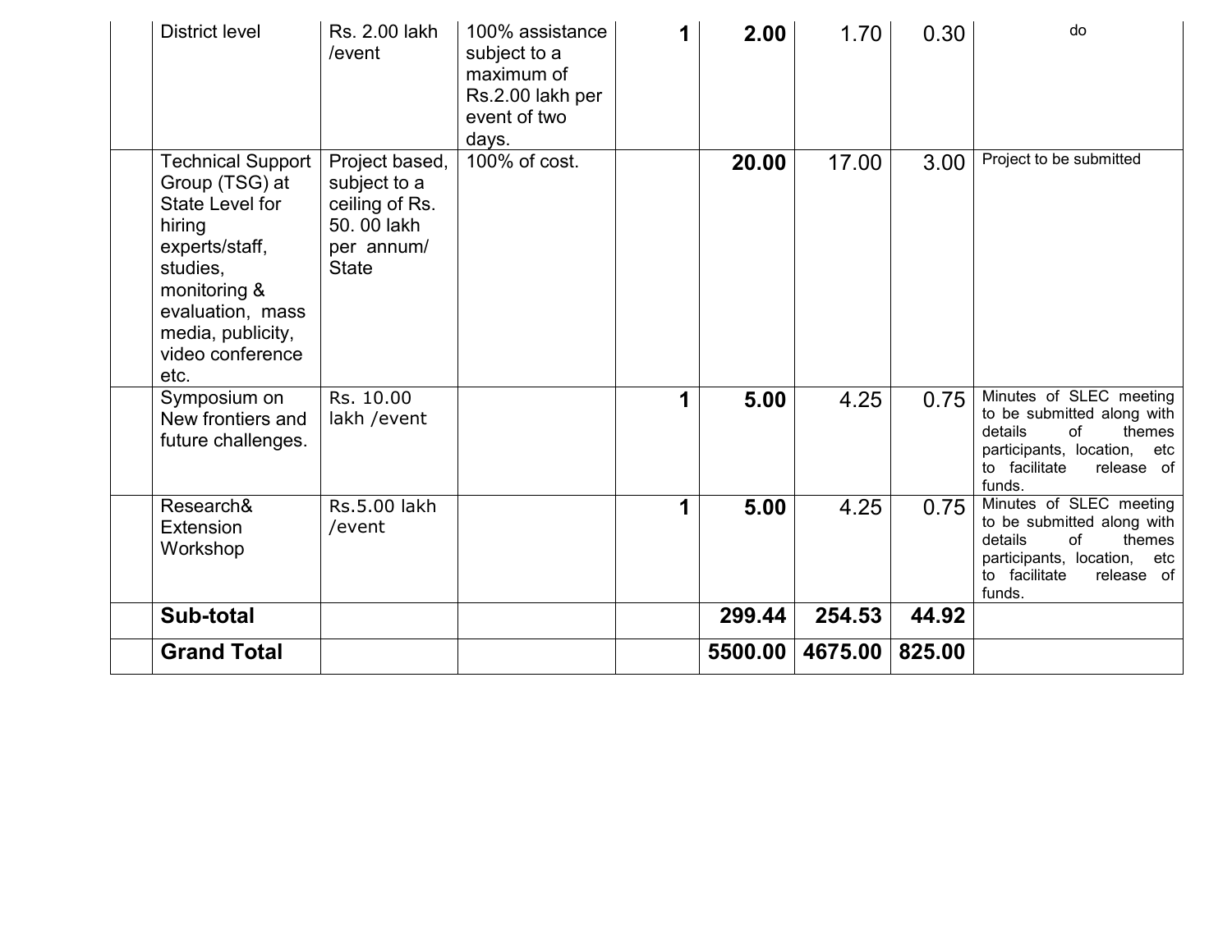| | | | | | | | | |
|---|---|---|---|---|---|---|---|---|
| | District level | Rs. 2.00 lakh /event | 100% assistance subject to a maximum of Rs.2.00 lakh per event of two days. | **1** | **2.00** | 1.70 | 0.30 | do |
| | Technical Support Group (TSG) at State Level for hiring experts/staff, studies, monitoring & evaluation, mass media, publicity, video conference etc. | Project based, subject to a ceiling of Rs. 50. 00 lakh per annum/ State | 100% of cost. | | **20.00** | 17.00 | 3.00 | Project to be submitted |
| | Symposium on New frontiers and future challenges. | Rs. 10.00 lakh /event | | **1** | **5.00** | 4.25 | 0.75 | Minutes of SLEC meeting to be submitted along with details of themes participants, location, etc to facilitate release of funds. |
| | Research& Extension Workshop | Rs.5.00 lakh /event | | **1** | **5.00** | 4.25 | 0.75 | Minutes of SLEC meeting to be submitted along with details of themes participants, location, etc to facilitate release of funds. |
| | **Sub-total** | | | | **299.44** | **254.53** | **44.92** | |
| | **Grand Total** | | | | **5500.00** | **4675.00** | **825.00** | |